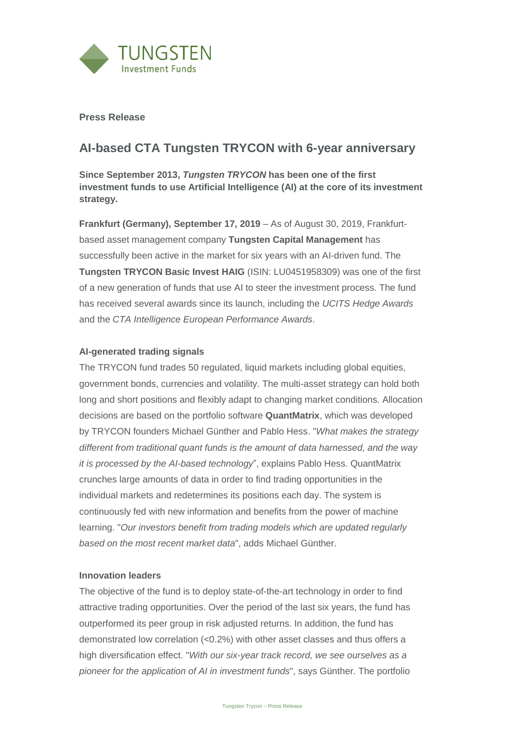**Press Release**

## AI-based CTA Tungsten TRYCON with 6-year anniversary

**Since September 2013, *Tungsten TRYCON* has been one of the first investment funds to use Artificial Intelligence (AI) at the core of its investment strategy.**

**Frankfurt (Germany), September 17, 2019** – As of August 30, 2019, Frankfurt-based asset management company **Tungsten Capital Management** has successfully been active in the market for six years with an AI-driven fund. The **Tungsten TRYCON Basic Invest HAIG** (ISIN: LU0451958309) was one of the first of a new generation of funds that use AI to steer the investment process. The fund has received several awards since its launch, including the *UCITS Hedge Awards* and the *CTA Intelligence European Performance Awards*.

### AI-generated trading signals

The TRYCON fund trades 50 regulated, liquid markets including global equities, government bonds, currencies and volatility. The multi-asset strategy can hold both long and short positions and flexibly adapt to changing market conditions. Allocation decisions are based on the portfolio software **QuantMatrix**, which was developed by TRYCON founders Michael Günther and Pablo Hess. "*What makes the strategy different from traditional quant funds is the amount of data harnessed, and the way it is processed by the AI-based technology*", explains Pablo Hess. QuantMatrix crunches large amounts of data in order to find trading opportunities in the individual markets and redetermines its positions each day. The system is continuously fed with new information and benefits from the power of machine learning. "*Our investors benefit from trading models which are updated regularly based on the most recent market data*", adds Michael Günther.

### Innovation leaders

The objective of the fund is to deploy state-of-the-art technology in order to find attractive trading opportunities. Over the period of the last six years, the fund has outperformed its peer group in risk adjusted returns. In addition, the fund has demonstrated low correlation (<0.2%) with other asset classes and thus offers a high diversification effect. "*With our six-year track record, we see ourselves as a pioneer for the application of AI in investment funds*", says Günther. The portfolio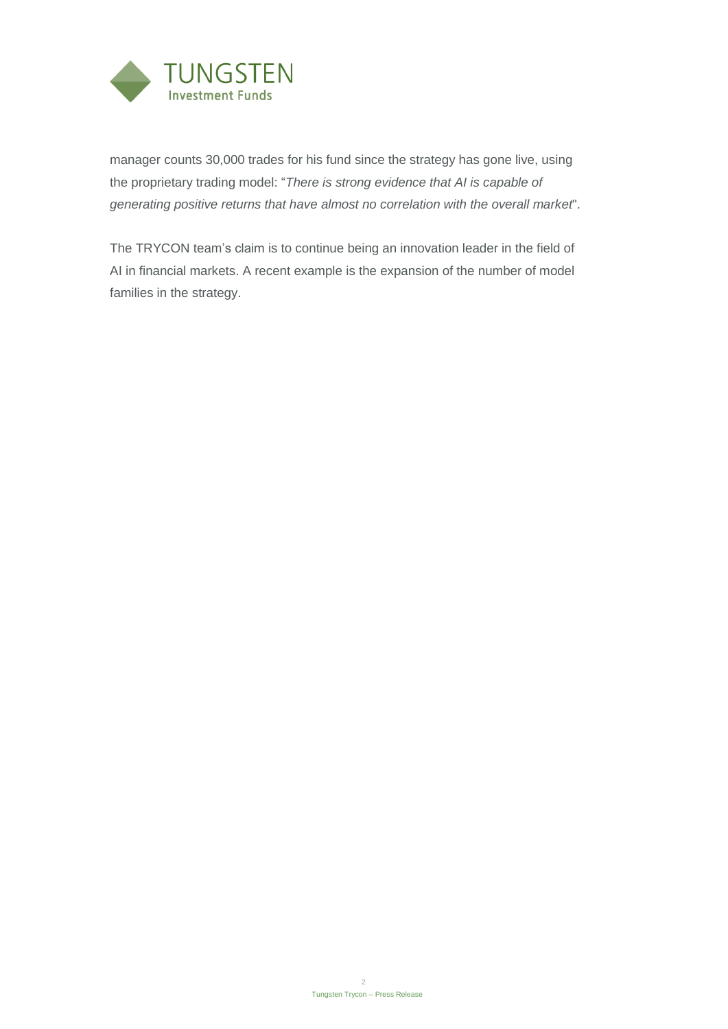manager counts 30,000 trades for his fund since the strategy has gone live, using the proprietary trading model: "*There is strong evidence that AI is capable of generating positive returns that have almost no correlation with the overall market*".

The TRYCON team's claim is to continue being an innovation leader in the field of AI in financial markets. A recent example is the expansion of the number of model families in the strategy.